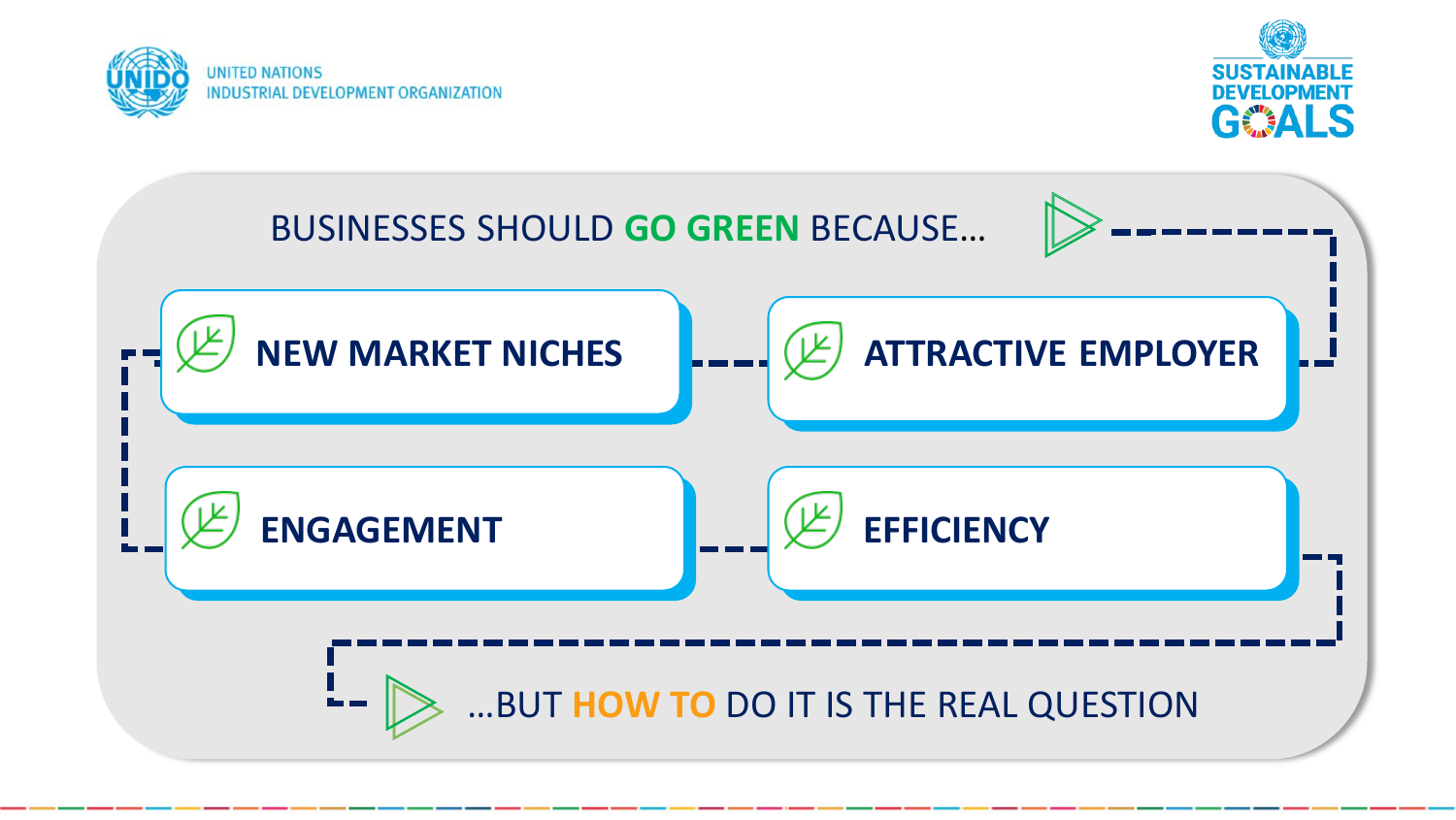UNITED NATIONS
INDUSTRIAL DEVELOPMENT ORGANIZATION

SUSTAINABLE DEVELOPMENT GOALS

## BUSINESSES SHOULD **GO GREEN** BECAUSE...

- **NEW MARKET NICHES**
- **ATTRACTIVE EMPLOYER**
- **ENGAGEMENT**
- **EFFICIENCY**

...BUT **HOW TO** DO IT IS THE REAL QUESTION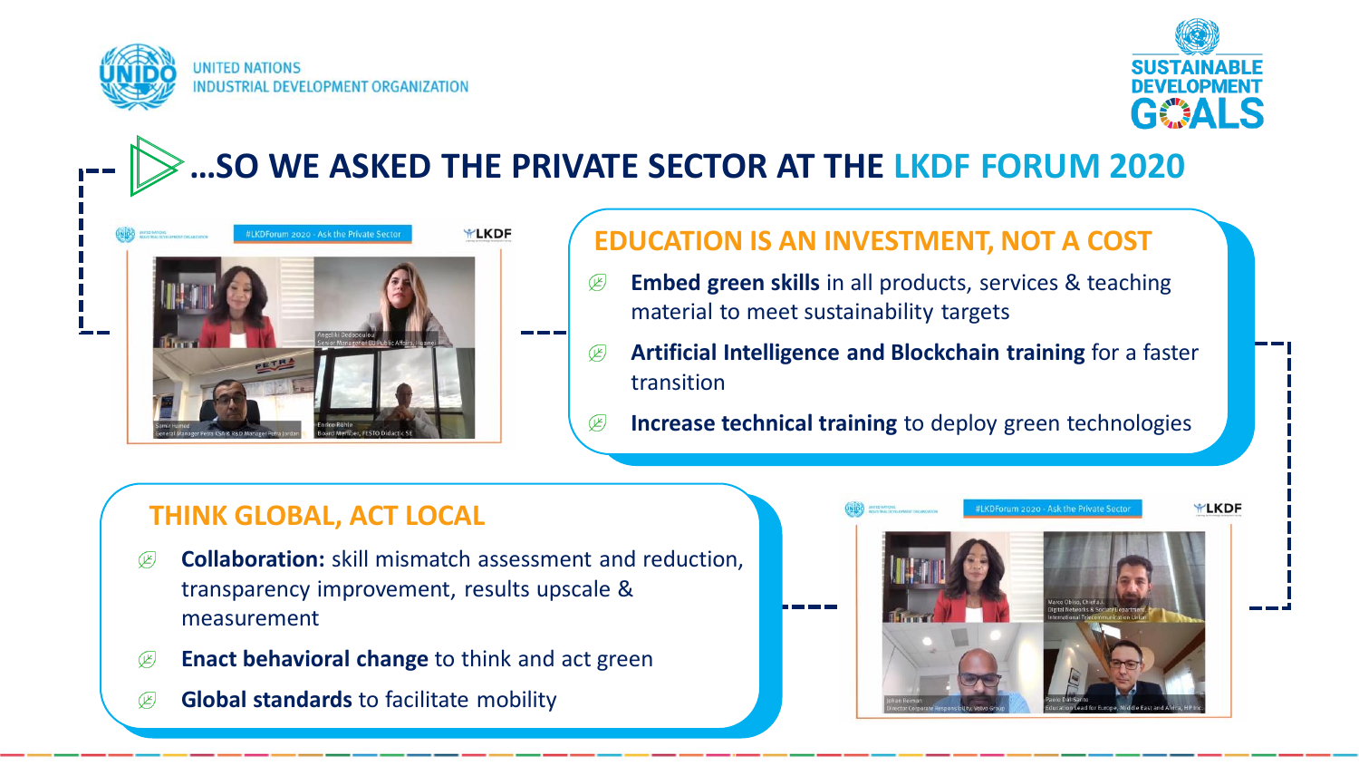UNITED NATIONS
INDUSTRIAL DEVELOPMENT ORGANIZATION

# ...SO WE ASKED THE PRIVATE SECTOR AT THE LKDF FORUM 2020

## EDUCATION IS AN INVESTMENT, NOT A COST

- **Embed green skills** in all products, services & teaching material to meet sustainability targets
- **Artificial Intelligence and Blockchain training** for a faster transition
- **Increase technical training** to deploy green technologies

## THINK GLOBAL, ACT LOCAL

- **Collaboration:** skill mismatch assessment and reduction, transparency improvement, results upscale & measurement
- **Enact behavioral change** to think and act green
- **Global standards** to facilitate mobility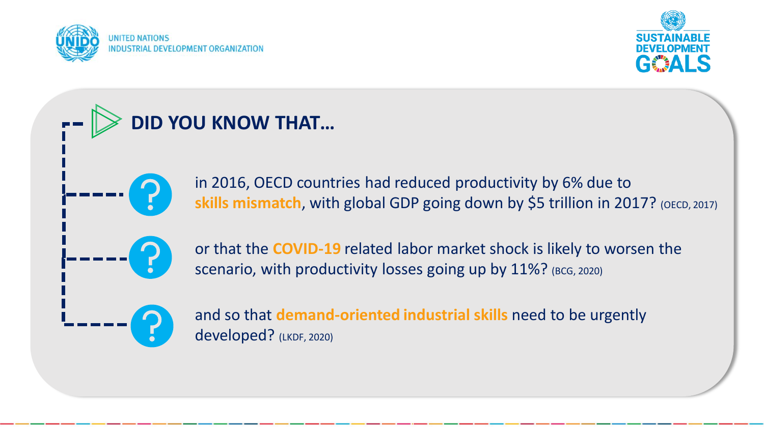## DID YOU KNOW THAT…

- in 2016, OECD countries had reduced productivity by 6% due to **skills mismatch**, with global GDP going down by $5 trillion in 2017? (OECD, 2017)
- or that the **COVID-19** related labor market shock is likely to worsen the scenario, with productivity losses going up by 11%? (BCG, 2020)
- and so that **demand-oriented industrial skills** need to be urgently developed? (LKDF, 2020)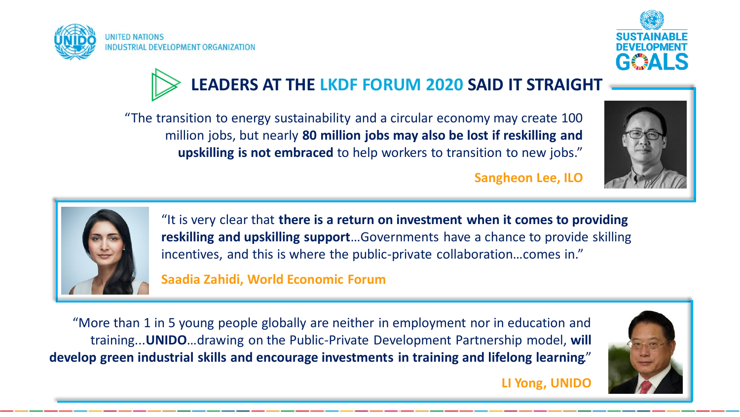UNITED NATIONS
INDUSTRIAL DEVELOPMENT ORGANIZATION

SUSTAINABLE DEVELOPMENT GOALS

# LEADERS AT THE LKDF FORUM 2020 SAID IT STRAIGHT

"The transition to energy sustainability and a circular economy may create 100 million jobs, but nearly **80 million jobs may also be lost if reskilling and upskilling is not embraced** to help workers to transition to new jobs."

**Sangheon Lee, ILO**

"It is very clear that **there is a return on investment when it comes to providing reskilling and upskilling support**…Governments have a chance to provide skilling incentives, and this is where the public-private collaboration…comes in."

**Saadia Zahidi, World Economic Forum**

"More than 1 in 5 young people globally are neither in employment nor in education and training...**UNIDO**…drawing on the Public-Private Development Partnership model, **will develop green industrial skills and encourage investments in training and lifelong learning**."

**LI Yong, UNIDO**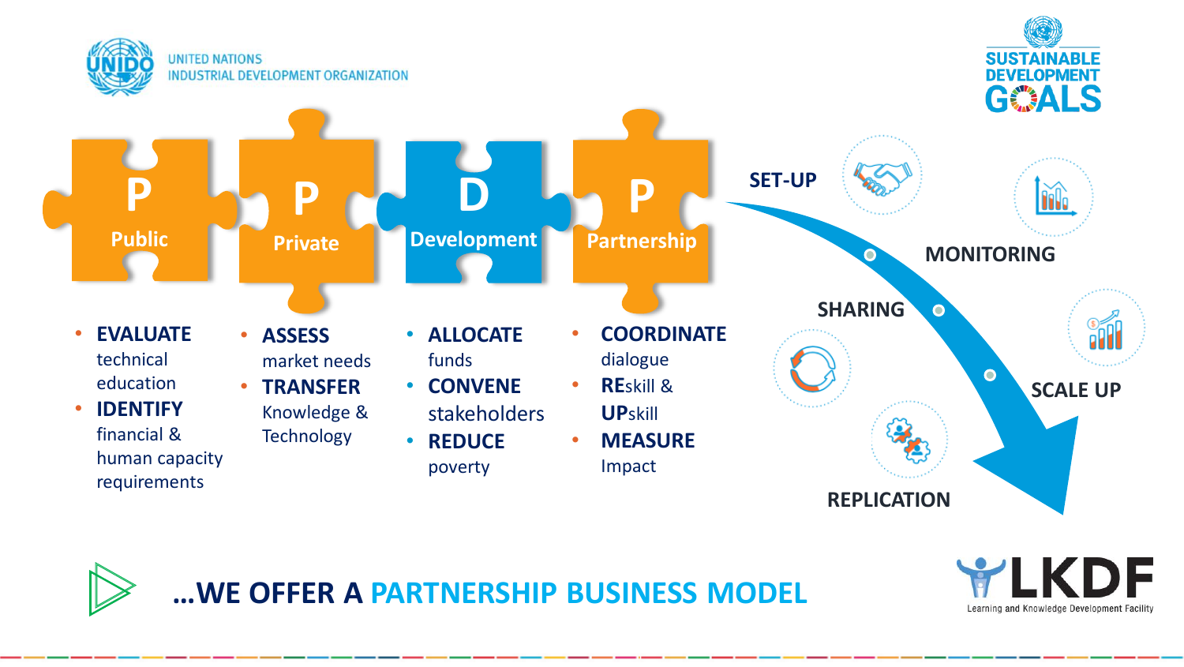UNIDO — UNITED NATIONS INDUSTRIAL DEVELOPMENT ORGANIZATION

SUSTAINABLE DEVELOPMENT GOALS

## P — Public

- **EVALUATE** technical education
- **IDENTIFY** financial & human capacity requirements

## P — Private

- **ASSESS** market needs
- **TRANSFER** Knowledge & Technology

## D — Development

- **ALLOCATE** funds
- **CONVENE** stakeholders
- **REDUCE** poverty

## P — Partnership

- **COORDINATE** dialogue
- **RE**skill & **UP**skill
- **MEASURE** Impact

SET-UP → MONITORING → SHARING → SCALE UP → REPLICATION

# …WE OFFER A PARTNERSHIP BUSINESS MODEL

LKDF — Learning and Knowledge Development Facility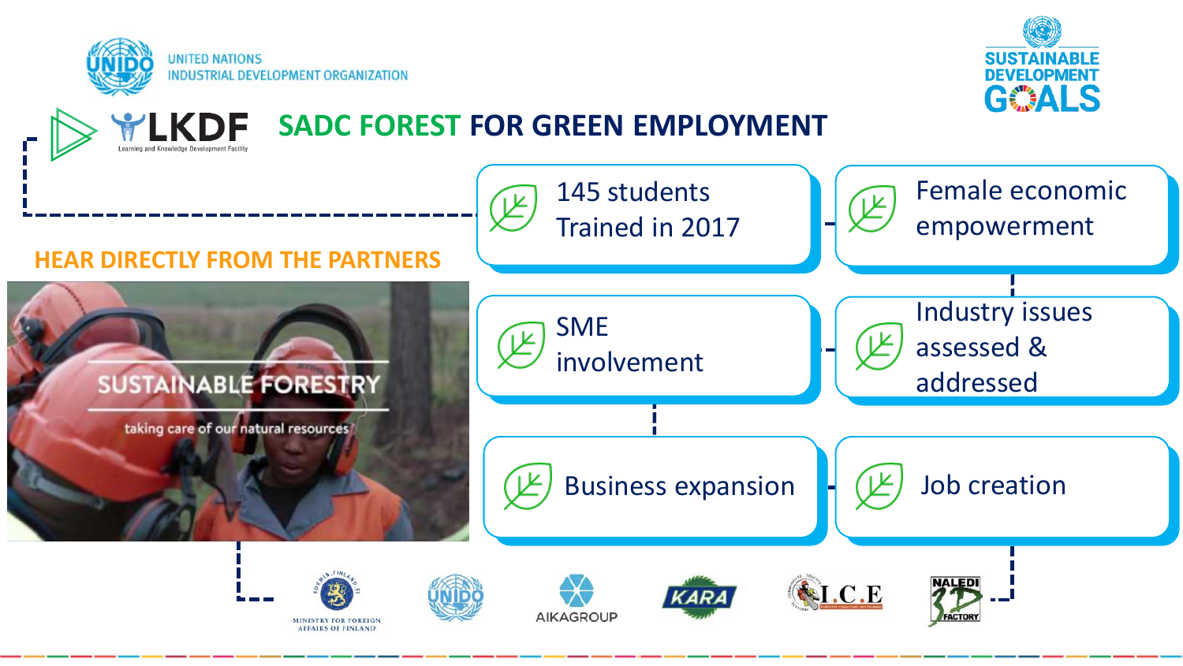UNITED NATIONS
INDUSTRIAL DEVELOPMENT ORGANIZATION

SUSTAINABLE DEVELOPMENT GOALS

LKDF
Learning and Knowledge Development Facility

# SADC FOREST FOR GREEN EMPLOYMENT

- 145 students Trained in 2017
- Female economic empowerment
- SME involvement
- Industry issues assessed & addressed
- Business expansion
- Job creation

## HEAR DIRECTLY FROM THE PARTNERS

SUSTAINABLE FORESTRY

taking care of our natural resources

MINISTRY FOR FOREIGN AFFAIRS OF FINLAND

UNIDO

AIKAGROUP

KARA

I.C.E

NALEDI 3D FACTORY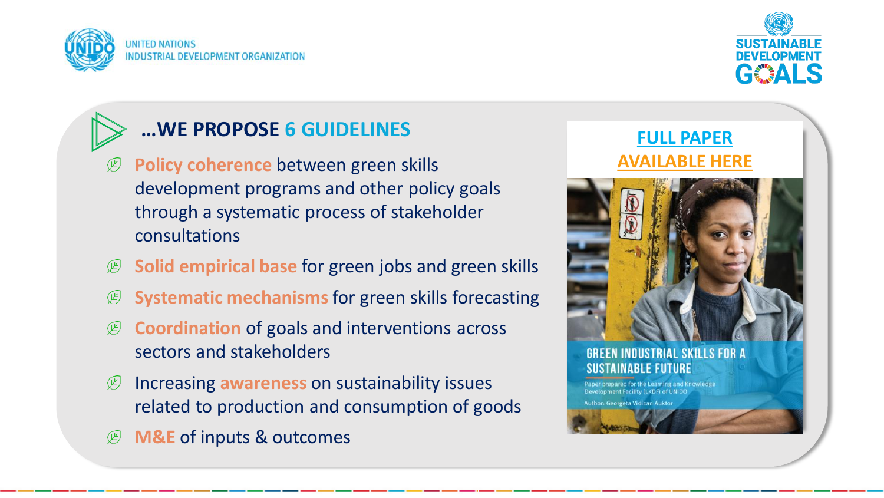UNITED NATIONS
INDUSTRIAL DEVELOPMENT ORGANIZATION

SUSTAINABLE DEVELOPMENT GOALS

## …WE PROPOSE 6 GUIDELINES

- **Policy coherence** between green skills development programs and other policy goals through a systematic process of stakeholder consultations
- **Solid empirical base** for green jobs and green skills
- **Systematic mechanisms** for green skills forecasting
- **Coordination** of goals and interventions across sectors and stakeholders
- Increasing **awareness** on sustainability issues related to production and consumption of goods
- **M&E** of inputs & outcomes

**FULL PAPER AVAILABLE HERE**

GREEN INDUSTRIAL SKILLS FOR A SUSTAINABLE FUTURE

Paper prepared for the Learning and Knowledge Development Facility (LKDF) of UNIDO

Author: Georgeta Vidican Auktor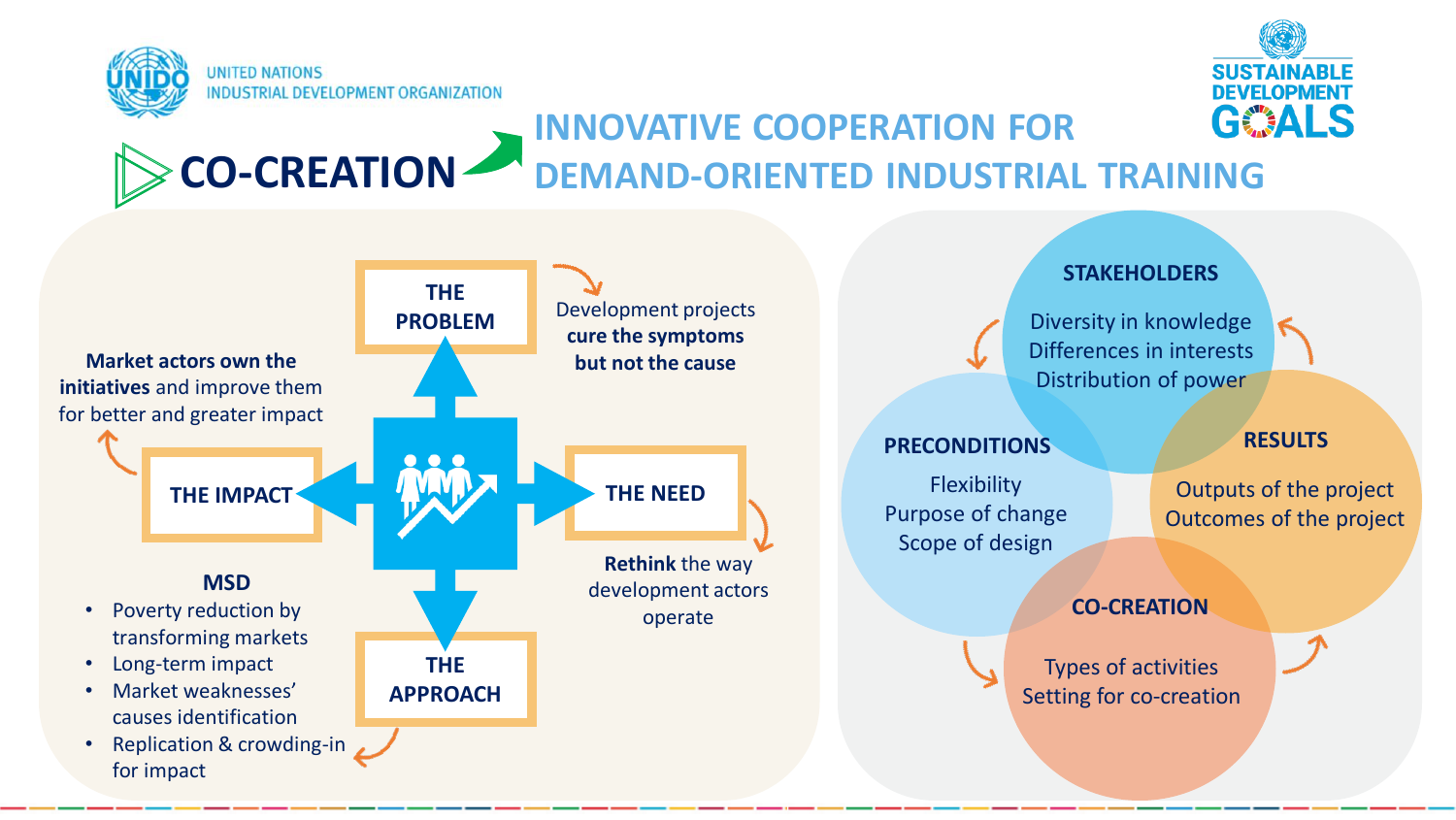UNITED NATIONS
INDUSTRIAL DEVELOPMENT ORGANIZATION

# CO-CREATION

## INNOVATIVE COOPERATION FOR DEMAND-ORIENTED INDUSTRIAL TRAINING

### THE PROBLEM

Development projects **cure the symptoms but not the cause**

### THE NEED

**Rethink** the way development actors operate

### THE APPROACH

**MSD**

- Poverty reduction by transforming markets
- Long-term impact
- Market weaknesses' causes identification
- Replication & crowding-in for impact

### THE IMPACT

**Market actors own the initiatives** and improve them for better and greater impact

### STAKEHOLDERS

Diversity in knowledge
Differences in interests
Distribution of power

### RESULTS

Outputs of the project
Outcomes of the project

### CO-CREATION

Types of activities
Setting for co-creation

### PRECONDITIONS

Flexibility
Purpose of change
Scope of design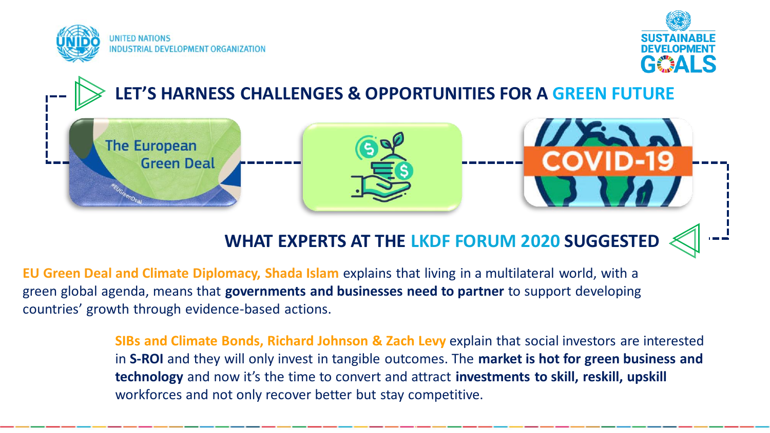UNITED NATIONS
INDUSTRIAL DEVELOPMENT ORGANIZATION

SUSTAINABLE DEVELOPMENT GOALS

# LET'S HARNESS CHALLENGES & OPPORTUNITIES FOR A GREEN FUTURE

The European Green Deal

COVID-19

## WHAT EXPERTS AT THE LKDF FORUM 2020 SUGGESTED

**EU Green Deal and Climate Diplomacy, Shada Islam** explains that living in a multilateral world, with a green global agenda, means that **governments and businesses need to partner** to support developing countries' growth through evidence-based actions.

**SIBs and Climate Bonds, Richard Johnson & Zach Levy** explain that social investors are interested in **S-ROI** and they will only invest in tangible outcomes. The **market is hot for green business and technology** and now it's the time to convert and attract **investments to skill, reskill, upskill** workforces and not only recover better but stay competitive.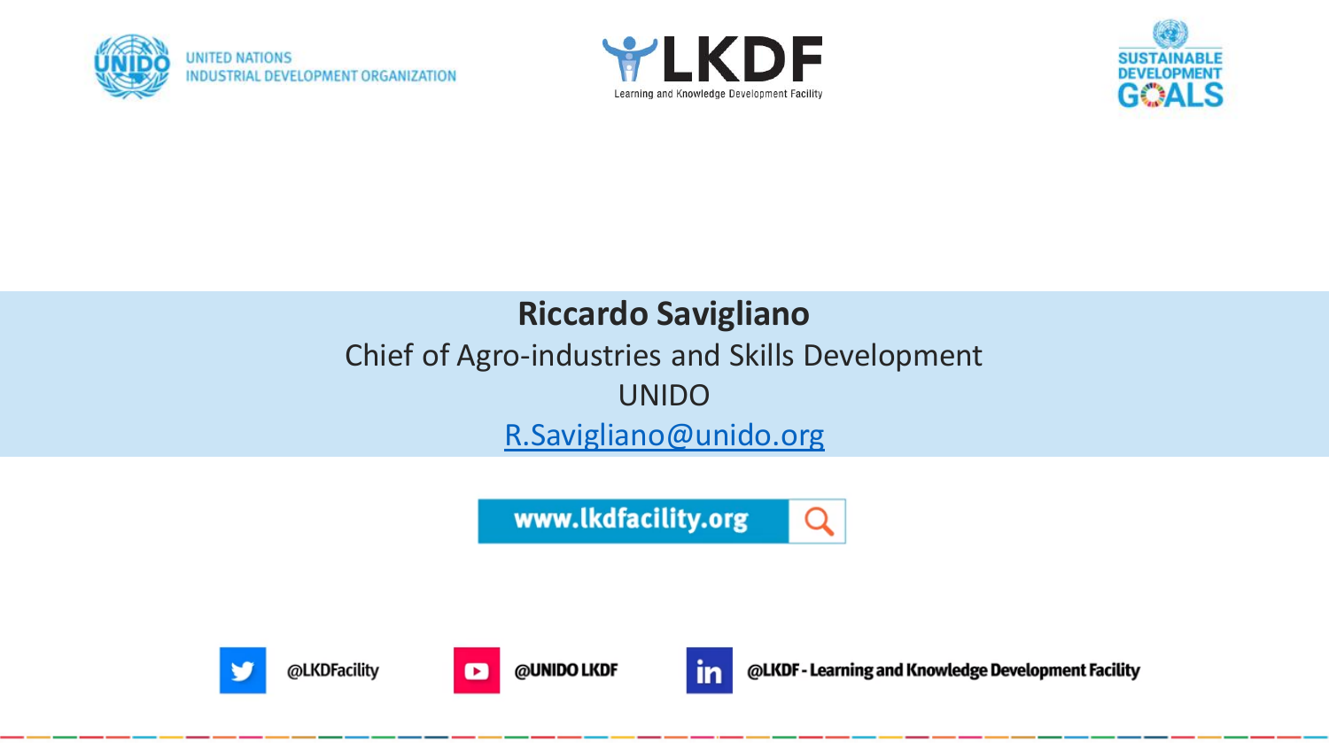UNITED NATIONS
INDUSTRIAL DEVELOPMENT ORGANIZATION

LKDF
Learning and Knowledge Development Facility

SUSTAINABLE DEVELOPMENT GOALS

**Riccardo Savigliano**

Chief of Agro-industries and Skills Development

UNIDO

R.Savigliano@unido.org

www.lkdfacility.org

@LKDFacility

@UNIDO LKDF

@LKDF - Learning and Knowledge Development Facility